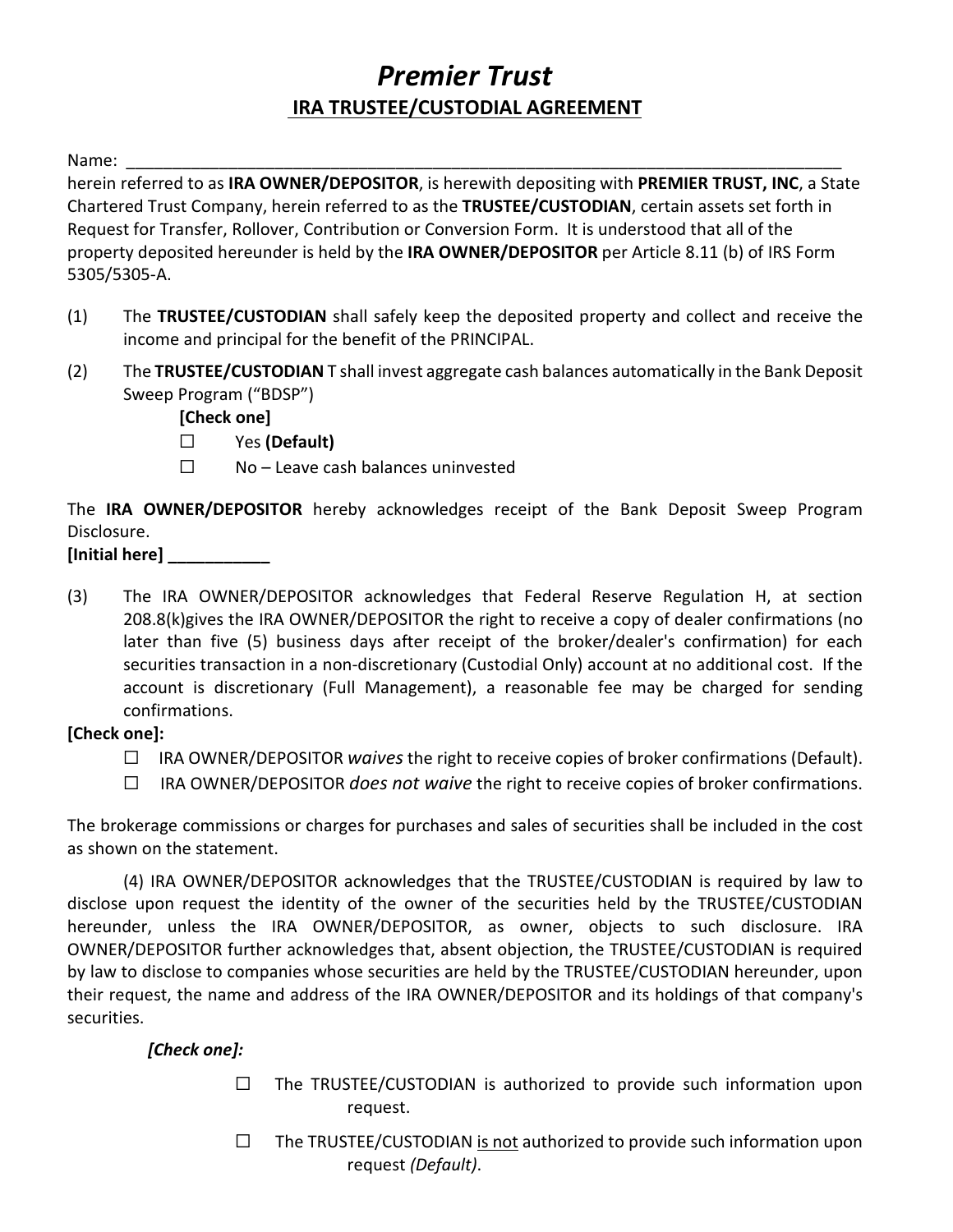# *Premier Trust*

## IRA TRUSTEE/CUSTODIAL AGREEMENT

Name: ___________________________________________________________________________

herein referred to as **IRA OWNER/DEPOSITOR**, is herewith depositing with **PREMIER TRUST, INC**, a State Chartered Trust Company, herein referred to as the **TRUSTEE/CUSTODIAN**, certain assets set forth in Request for Transfer, Rollover, Contribution or Conversion Form. It is understood that all of the property deposited hereunder is held by the **IRA OWNER/DEPOSITOR** per Article 8.11 (b) of IRS Form 5305/5305-A.

(1) The **TRUSTEE/CUSTODIAN** shall safely keep the deposited property and collect and receive the income and principal for the benefit of the PRINCIPAL.

(2) The **TRUSTEE/CUSTODIAN** T shall invest aggregate cash balances automatically in the Bank Deposit Sweep Program ("BDSP")

**[Check one]**

☐ Yes **(Default)**

☐ No – Leave cash balances uninvested

The **IRA OWNER/DEPOSITOR** hereby acknowledges receipt of the Bank Deposit Sweep Program Disclosure.

**[Initial here] ___________**

(3) The IRA OWNER/DEPOSITOR acknowledges that Federal Reserve Regulation H, at section 208.8(k)gives the IRA OWNER/DEPOSITOR the right to receive a copy of dealer confirmations (no later than five (5) business days after receipt of the broker/dealer's confirmation) for each securities transaction in a non-discretionary (Custodial Only) account at no additional cost. If the account is discretionary (Full Management), a reasonable fee may be charged for sending confirmations.

**[Check one]:**

☐ IRA OWNER/DEPOSITOR *waives* the right to receive copies of broker confirmations (Default).

☐ IRA OWNER/DEPOSITOR *does not waive* the right to receive copies of broker confirmations.

The brokerage commissions or charges for purchases and sales of securities shall be included in the cost as shown on the statement.

(4) IRA OWNER/DEPOSITOR acknowledges that the TRUSTEE/CUSTODIAN is required by law to disclose upon request the identity of the owner of the securities held by the TRUSTEE/CUSTODIAN hereunder, unless the IRA OWNER/DEPOSITOR, as owner, objects to such disclosure. IRA OWNER/DEPOSITOR further acknowledges that, absent objection, the TRUSTEE/CUSTODIAN is required by law to disclose to companies whose securities are held by the TRUSTEE/CUSTODIAN hereunder, upon their request, the name and address of the IRA OWNER/DEPOSITOR and its holdings of that company's securities.

***[Check one]:***

☐ The TRUSTEE/CUSTODIAN is authorized to provide such information upon request.

☐ The TRUSTEE/CUSTODIAN is not authorized to provide such information upon request *(Default)*.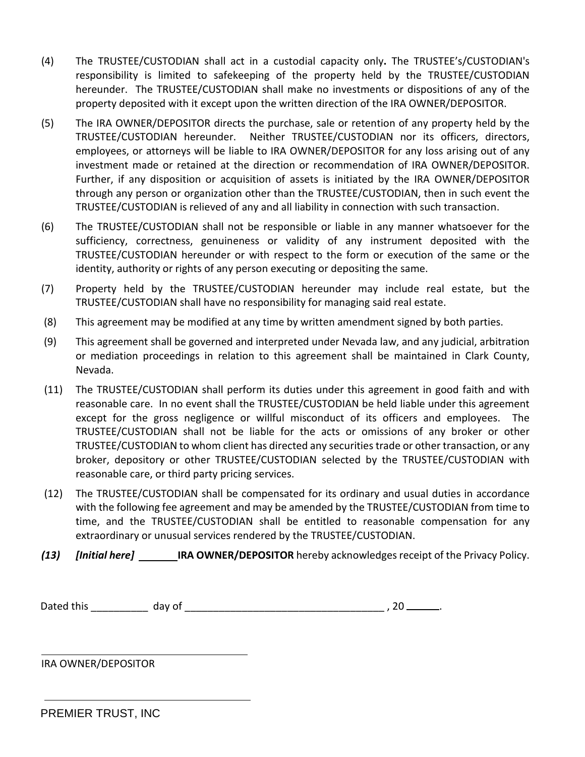(4) The TRUSTEE/CUSTODIAN shall act in a custodial capacity only**.** The TRUSTEE's/CUSTODIAN's responsibility is limited to safekeeping of the property held by the TRUSTEE/CUSTODIAN hereunder. The TRUSTEE/CUSTODIAN shall make no investments or dispositions of any of the property deposited with it except upon the written direction of the IRA OWNER/DEPOSITOR.

(5) The IRA OWNER/DEPOSITOR directs the purchase, sale or retention of any property held by the TRUSTEE/CUSTODIAN hereunder. Neither TRUSTEE/CUSTODIAN nor its officers, directors, employees, or attorneys will be liable to IRA OWNER/DEPOSITOR for any loss arising out of any investment made or retained at the direction or recommendation of IRA OWNER/DEPOSITOR. Further, if any disposition or acquisition of assets is initiated by the IRA OWNER/DEPOSITOR through any person or organization other than the TRUSTEE/CUSTODIAN, then in such event the TRUSTEE/CUSTODIAN is relieved of any and all liability in connection with such transaction.

(6) The TRUSTEE/CUSTODIAN shall not be responsible or liable in any manner whatsoever for the sufficiency, correctness, genuineness or validity of any instrument deposited with the TRUSTEE/CUSTODIAN hereunder or with respect to the form or execution of the same or the identity, authority or rights of any person executing or depositing the same.

(7) Property held by the TRUSTEE/CUSTODIAN hereunder may include real estate, but the TRUSTEE/CUSTODIAN shall have no responsibility for managing said real estate.

(8) This agreement may be modified at any time by written amendment signed by both parties.

(9) This agreement shall be governed and interpreted under Nevada law, and any judicial, arbitration or mediation proceedings in relation to this agreement shall be maintained in Clark County, Nevada.

(11) The TRUSTEE/CUSTODIAN shall perform its duties under this agreement in good faith and with reasonable care. In no event shall the TRUSTEE/CUSTODIAN be held liable under this agreement except for the gross negligence or willful misconduct of its officers and employees. The TRUSTEE/CUSTODIAN shall not be liable for the acts or omissions of any broker or other TRUSTEE/CUSTODIAN to whom client has directed any securities trade or other transaction, or any broker, depository or other TRUSTEE/CUSTODIAN selected by the TRUSTEE/CUSTODIAN with reasonable care, or third party pricing services.

(12) The TRUSTEE/CUSTODIAN shall be compensated for its ordinary and usual duties in accordance with the following fee agreement and may be amended by the TRUSTEE/CUSTODIAN from time to time, and the TRUSTEE/CUSTODIAN shall be entitled to reasonable compensation for any extraordinary or unusual services rendered by the TRUSTEE/CUSTODIAN.

***(13) [Initial here]*** _______ **IRA OWNER/DEPOSITOR** hereby acknowledges receipt of the Privacy Policy.

Dated this __________ day of ___________________________________ , 20 ______.

_____________________________________

IRA OWNER/DEPOSITOR

_____________________________________

PREMIER TRUST, INC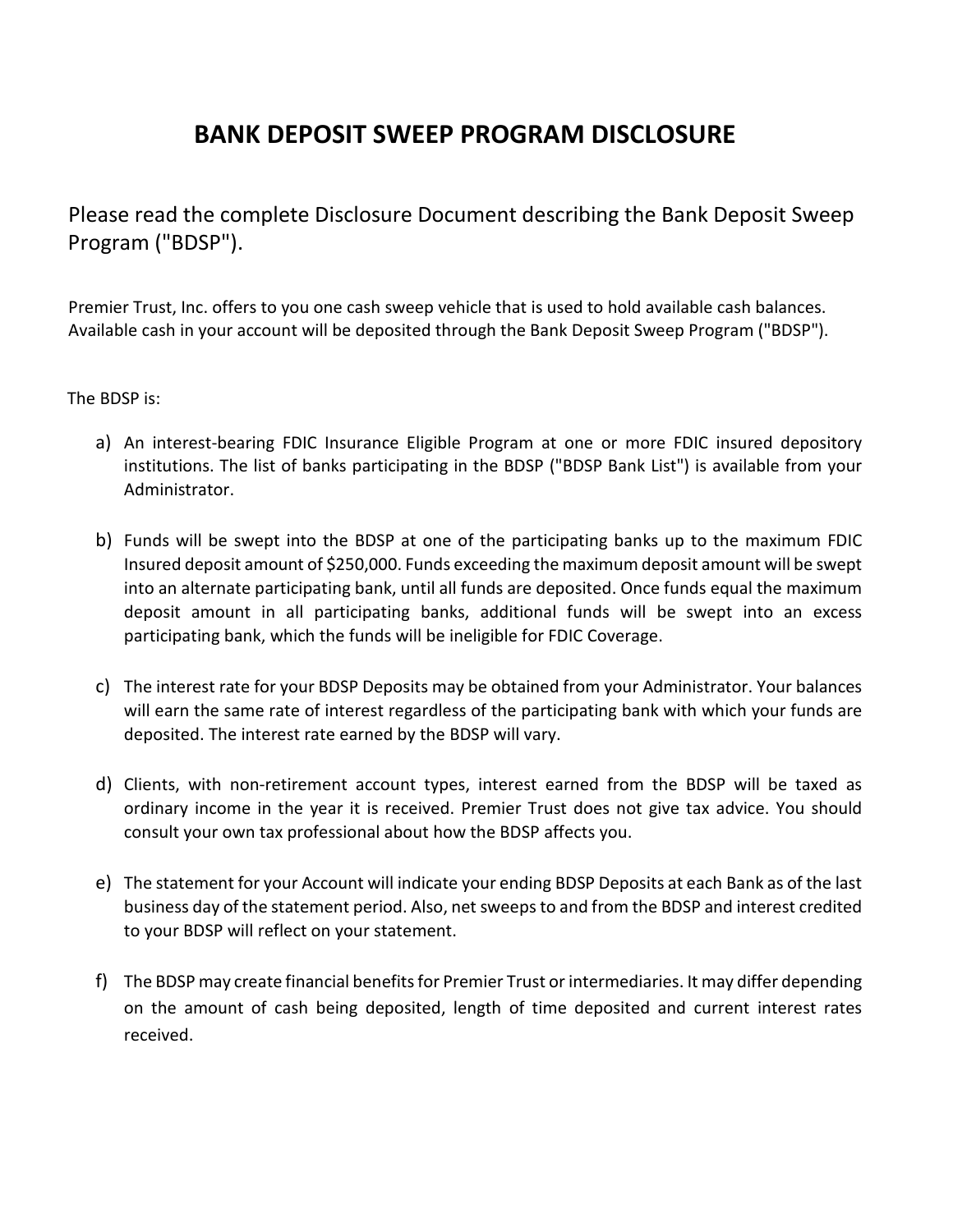# BANK DEPOSIT SWEEP PROGRAM DISCLOSURE

Please read the complete Disclosure Document describing the Bank Deposit Sweep Program ("BDSP").

Premier Trust, Inc. offers to you one cash sweep vehicle that is used to hold available cash balances. Available cash in your account will be deposited through the Bank Deposit Sweep Program ("BDSP").

The BDSP is:

a) An interest-bearing FDIC Insurance Eligible Program at one or more FDIC insured depository institutions. The list of banks participating in the BDSP ("BDSP Bank List") is available from your Administrator.

b) Funds will be swept into the BDSP at one of the participating banks up to the maximum FDIC Insured deposit amount of $250,000. Funds exceeding the maximum deposit amount will be swept into an alternate participating bank, until all funds are deposited. Once funds equal the maximum deposit amount in all participating banks, additional funds will be swept into an excess participating bank, which the funds will be ineligible for FDIC Coverage.

c) The interest rate for your BDSP Deposits may be obtained from your Administrator. Your balances will earn the same rate of interest regardless of the participating bank with which your funds are deposited. The interest rate earned by the BDSP will vary.

d) Clients, with non-retirement account types, interest earned from the BDSP will be taxed as ordinary income in the year it is received. Premier Trust does not give tax advice. You should consult your own tax professional about how the BDSP affects you.

e) The statement for your Account will indicate your ending BDSP Deposits at each Bank as of the last business day of the statement period. Also, net sweeps to and from the BDSP and interest credited to your BDSP will reflect on your statement.

f) The BDSP may create financial benefits for Premier Trust or intermediaries. It may differ depending on the amount of cash being deposited, length of time deposited and current interest rates received.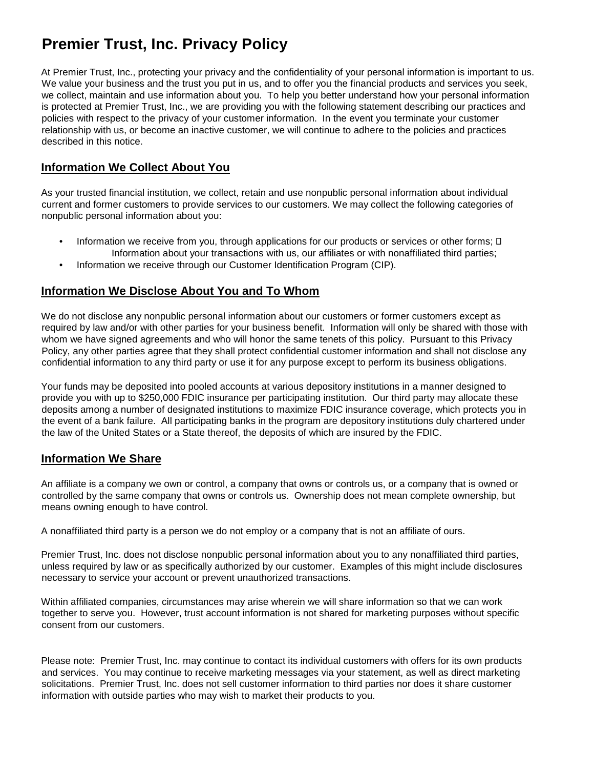# Premier Trust, Inc. Privacy Policy

At Premier Trust, Inc., protecting your privacy and the confidentiality of your personal information is important to us. We value your business and the trust you put in us, and to offer you the financial products and services you seek, we collect, maintain and use information about you. To help you better understand how your personal information is protected at Premier Trust, Inc., we are providing you with the following statement describing our practices and policies with respect to the privacy of your customer information. In the event you terminate your customer relationship with us, or become an inactive customer, we will continue to adhere to the policies and practices described in this notice.

## Information We Collect About You

As your trusted financial institution, we collect, retain and use nonpublic personal information about individual current and former customers to provide services to our customers. We may collect the following categories of nonpublic personal information about you:

- Information we receive from you, through applications for our products or services or other forms;
- Information about your transactions with us, our affiliates or with nonaffiliated third parties;
- Information we receive through our Customer Identification Program (CIP).

## Information We Disclose About You and To Whom

We do not disclose any nonpublic personal information about our customers or former customers except as required by law and/or with other parties for your business benefit. Information will only be shared with those with whom we have signed agreements and who will honor the same tenets of this policy. Pursuant to this Privacy Policy, any other parties agree that they shall protect confidential customer information and shall not disclose any confidential information to any third party or use it for any purpose except to perform its business obligations.

Your funds may be deposited into pooled accounts at various depository institutions in a manner designed to provide you with up to $250,000 FDIC insurance per participating institution. Our third party may allocate these deposits among a number of designated institutions to maximize FDIC insurance coverage, which protects you in the event of a bank failure. All participating banks in the program are depository institutions duly chartered under the law of the United States or a State thereof, the deposits of which are insured by the FDIC.

## Information We Share

An affiliate is a company we own or control, a company that owns or controls us, or a company that is owned or controlled by the same company that owns or controls us. Ownership does not mean complete ownership, but means owning enough to have control.

A nonaffiliated third party is a person we do not employ or a company that is not an affiliate of ours.

Premier Trust, Inc. does not disclose nonpublic personal information about you to any nonaffiliated third parties, unless required by law or as specifically authorized by our customer. Examples of this might include disclosures necessary to service your account or prevent unauthorized transactions.

Within affiliated companies, circumstances may arise wherein we will share information so that we can work together to serve you. However, trust account information is not shared for marketing purposes without specific consent from our customers.

Please note: Premier Trust, Inc. may continue to contact its individual customers with offers for its own products and services. You may continue to receive marketing messages via your statement, as well as direct marketing solicitations. Premier Trust, Inc. does not sell customer information to third parties nor does it share customer information with outside parties who may wish to market their products to you.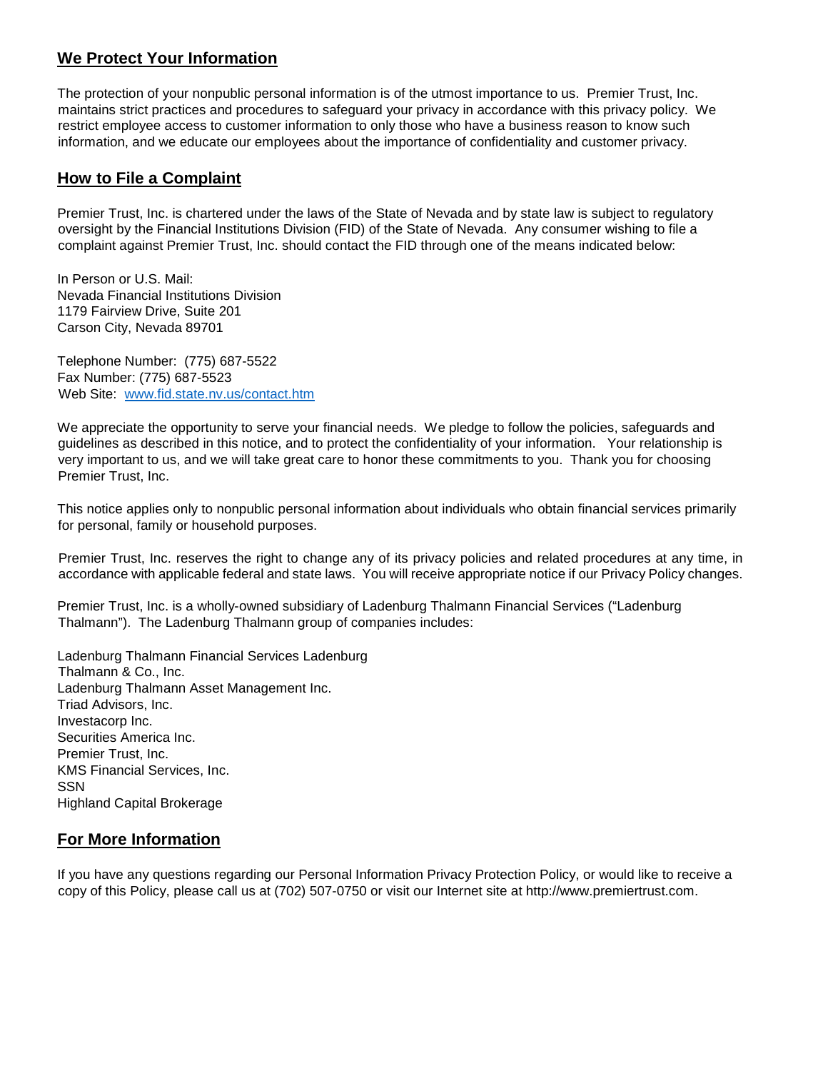## We Protect Your Information

The protection of your nonpublic personal information is of the utmost importance to us. Premier Trust, Inc. maintains strict practices and procedures to safeguard your privacy in accordance with this privacy policy. We restrict employee access to customer information to only those who have a business reason to know such information, and we educate our employees about the importance of confidentiality and customer privacy.

## How to File a Complaint

Premier Trust, Inc. is chartered under the laws of the State of Nevada and by state law is subject to regulatory oversight by the Financial Institutions Division (FID) of the State of Nevada. Any consumer wishing to file a complaint against Premier Trust, Inc. should contact the FID through one of the means indicated below:

In Person or U.S. Mail:
Nevada Financial Institutions Division
1179 Fairview Drive, Suite 201
Carson City, Nevada 89701

Telephone Number: (775) 687-5522
Fax Number: (775) 687-5523
Web Site: [www.fid.state.nv.us/contact.htm](www.fid.state.nv.us/contact.htm)

We appreciate the opportunity to serve your financial needs. We pledge to follow the policies, safeguards and guidelines as described in this notice, and to protect the confidentiality of your information. Your relationship is very important to us, and we will take great care to honor these commitments to you. Thank you for choosing Premier Trust, Inc.

This notice applies only to nonpublic personal information about individuals who obtain financial services primarily for personal, family or household purposes.

Premier Trust, Inc. reserves the right to change any of its privacy policies and related procedures at any time, in accordance with applicable federal and state laws. You will receive appropriate notice if our Privacy Policy changes.

Premier Trust, Inc. is a wholly-owned subsidiary of Ladenburg Thalmann Financial Services ("Ladenburg Thalmann"). The Ladenburg Thalmann group of companies includes:

Ladenburg Thalmann Financial Services Ladenburg
Thalmann & Co., Inc.
Ladenburg Thalmann Asset Management Inc.
Triad Advisors, Inc.
Investacorp Inc.
Securities America Inc.
Premier Trust, Inc.
KMS Financial Services, Inc.
SSN
Highland Capital Brokerage

## For More Information

If you have any questions regarding our Personal Information Privacy Protection Policy, or would like to receive a copy of this Policy, please call us at (702) 507-0750 or visit our Internet site at http://www.premiertrust.com.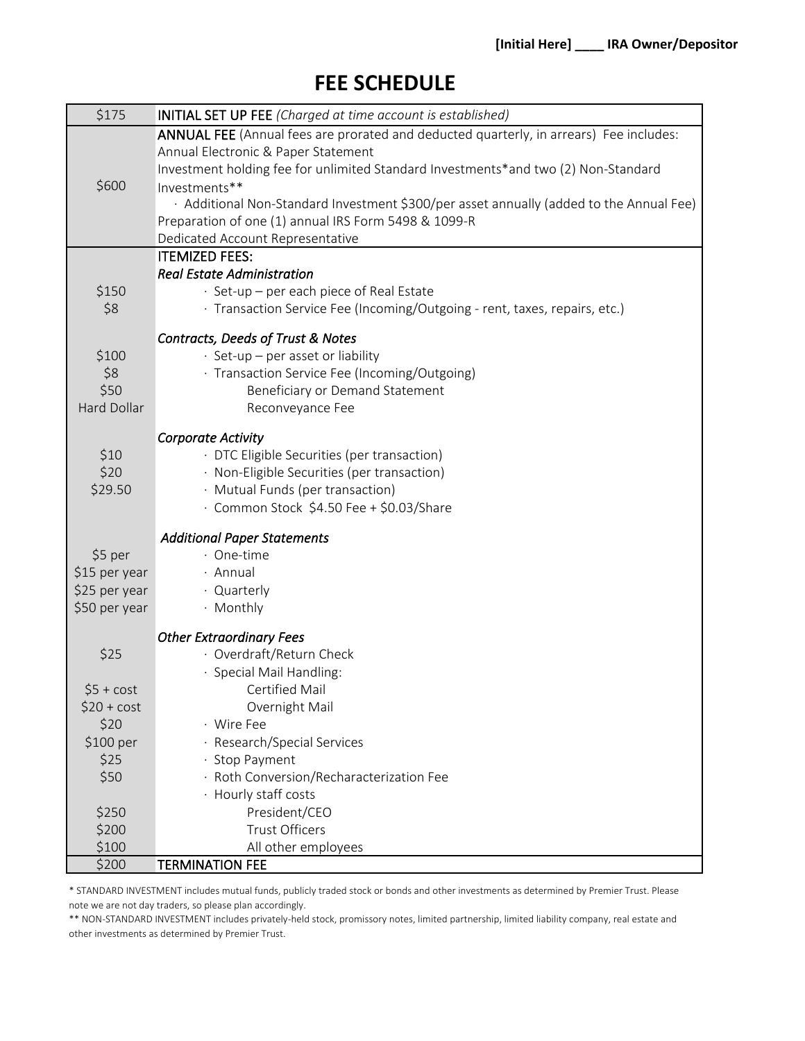**[Initial Here] ____ IRA Owner/Depositor**

# FEE SCHEDULE

| | |
|---|---|
| $175 | **INITIAL SET UP FEE** *(Charged at time account is established)* |
| $600 | **ANNUAL FEE** (Annual fees are prorated and deducted quarterly, in arrears) Fee includes:<br>Annual Electronic & Paper Statement<br>Investment holding fee for unlimited Standard Investments*and two (2) Non-Standard Investments**<br>· Additional Non-Standard Investment $300/per asset annually (added to the Annual Fee)<br>Preparation of one (1) annual IRS Form 5498 & 1099-R<br>Dedicated Account Representative |
| | ITEMIZED FEES: |
| | *Real Estate Administration* |
| $150 | · Set-up – per each piece of Real Estate |
| $8 | · Transaction Service Fee (Incoming/Outgoing - rent, taxes, repairs, etc.) |
| | *Contracts, Deeds of Trust & Notes* |
| $100 | · Set-up – per asset or liability |
| $8 | · Transaction Service Fee (Incoming/Outgoing) |
| $50 | Beneficiary or Demand Statement |
| Hard Dollar | Reconveyance Fee |
| | *Corporate Activity* |
| $10 | · DTC Eligible Securities (per transaction) |
| $20 | · Non-Eligible Securities (per transaction) |
| $29.50 | · Mutual Funds (per transaction) |
| | · Common Stock $4.50 Fee + $0.03/Share |
| | *Additional Paper Statements* |
| $5 per | · One-time |
| $15 per year | · Annual |
| $25 per year | · Quarterly |
| $50 per year | · Monthly |
| | *Other Extraordinary Fees* |
| $25 | · Overdraft/Return Check |
| | · Special Mail Handling: |
| $5 + cost | Certified Mail |
| $20 + cost | Overnight Mail |
| $20 | · Wire Fee |
| $100 per | · Research/Special Services |
| $25 | · Stop Payment |
| $50 | · Roth Conversion/Recharacterization Fee |
| | · Hourly staff costs |
| $250 | President/CEO |
| $200 | Trust Officers |
| $100 | All other employees |
| $200 | TERMINATION FEE |

* STANDARD INVESTMENT includes mutual funds, publicly traded stock or bonds and other investments as determined by Premier Trust. Please note we are not day traders, so please plan accordingly.

** NON-STANDARD INVESTMENT includes privately-held stock, promissory notes, limited partnership, limited liability company, real estate and other investments as determined by Premier Trust.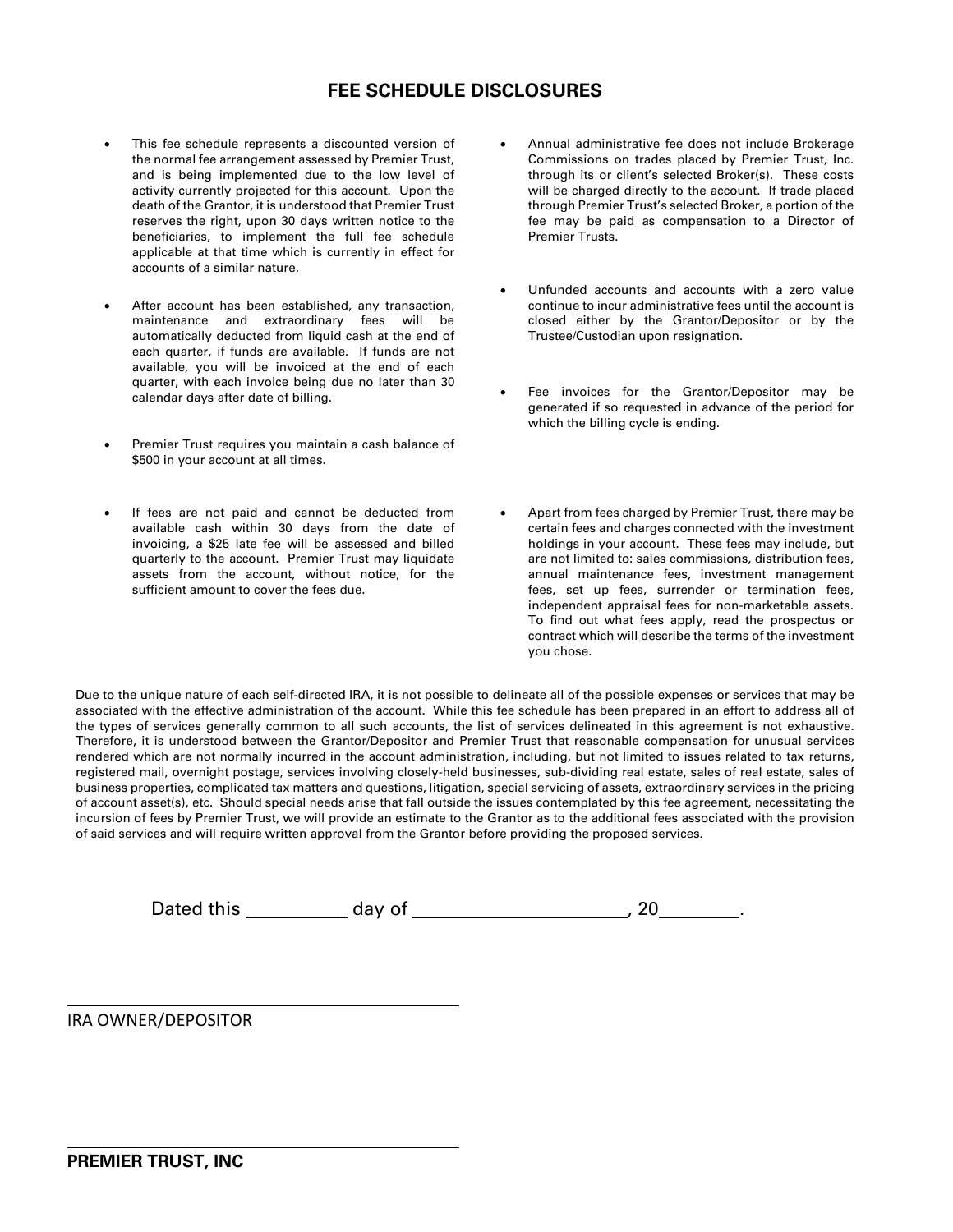# FEE SCHEDULE DISCLOSURES

- This fee schedule represents a discounted version of the normal fee arrangement assessed by Premier Trust, and is being implemented due to the low level of activity currently projected for this account. Upon the death of the Grantor, it is understood that Premier Trust reserves the right, upon 30 days written notice to the beneficiaries, to implement the full fee schedule applicable at that time which is currently in effect for accounts of a similar nature.

- After account has been established, any transaction, maintenance and extraordinary fees will be automatically deducted from liquid cash at the end of each quarter, if funds are available. If funds are not available, you will be invoiced at the end of each quarter, with each invoice being due no later than 30 calendar days after date of billing.

- Premier Trust requires you maintain a cash balance of $500 in your account at all times.

- If fees are not paid and cannot be deducted from available cash within 30 days from the date of invoicing, a $25 late fee will be assessed and billed quarterly to the account. Premier Trust may liquidate assets from the account, without notice, for the sufficient amount to cover the fees due.

- Annual administrative fee does not include Brokerage Commissions on trades placed by Premier Trust, Inc. through its or client's selected Broker(s). These costs will be charged directly to the account. If trade placed through Premier Trust's selected Broker, a portion of the fee may be paid as compensation to a Director of Premier Trusts.

- Unfunded accounts and accounts with a zero value continue to incur administrative fees until the account is closed either by the Grantor/Depositor or by the Trustee/Custodian upon resignation.

- Fee invoices for the Grantor/Depositor may be generated if so requested in advance of the period for which the billing cycle is ending.

- Apart from fees charged by Premier Trust, there may be certain fees and charges connected with the investment holdings in your account. These fees may include, but are not limited to: sales commissions, distribution fees, annual maintenance fees, investment management fees, set up fees, surrender or termination fees, independent appraisal fees for non-marketable assets. To find out what fees apply, read the prospectus or contract which will describe the terms of the investment you chose.

Due to the unique nature of each self-directed IRA, it is not possible to delineate all of the possible expenses or services that may be associated with the effective administration of the account. While this fee schedule has been prepared in an effort to address all of the types of services generally common to all such accounts, the list of services delineated in this agreement is not exhaustive. Therefore, it is understood between the Grantor/Depositor and Premier Trust that reasonable compensation for unusual services rendered which are not normally incurred in the account administration, including, but not limited to issues related to tax returns, registered mail, overnight postage, services involving closely-held businesses, sub-dividing real estate, sales of real estate, sales of business properties, complicated tax matters and questions, litigation, special servicing of assets, extraordinary services in the pricing of account asset(s), etc. Should special needs arise that fall outside the issues contemplated by this fee agreement, necessitating the incursion of fees by Premier Trust, we will provide an estimate to the Grantor as to the additional fees associated with the provision of said services and will require written approval from the Grantor before providing the proposed services.

Dated this __________ day of ______________________, 20________.

______________________________________

IRA OWNER/DEPOSITOR

______________________________________

**PREMIER TRUST, INC**